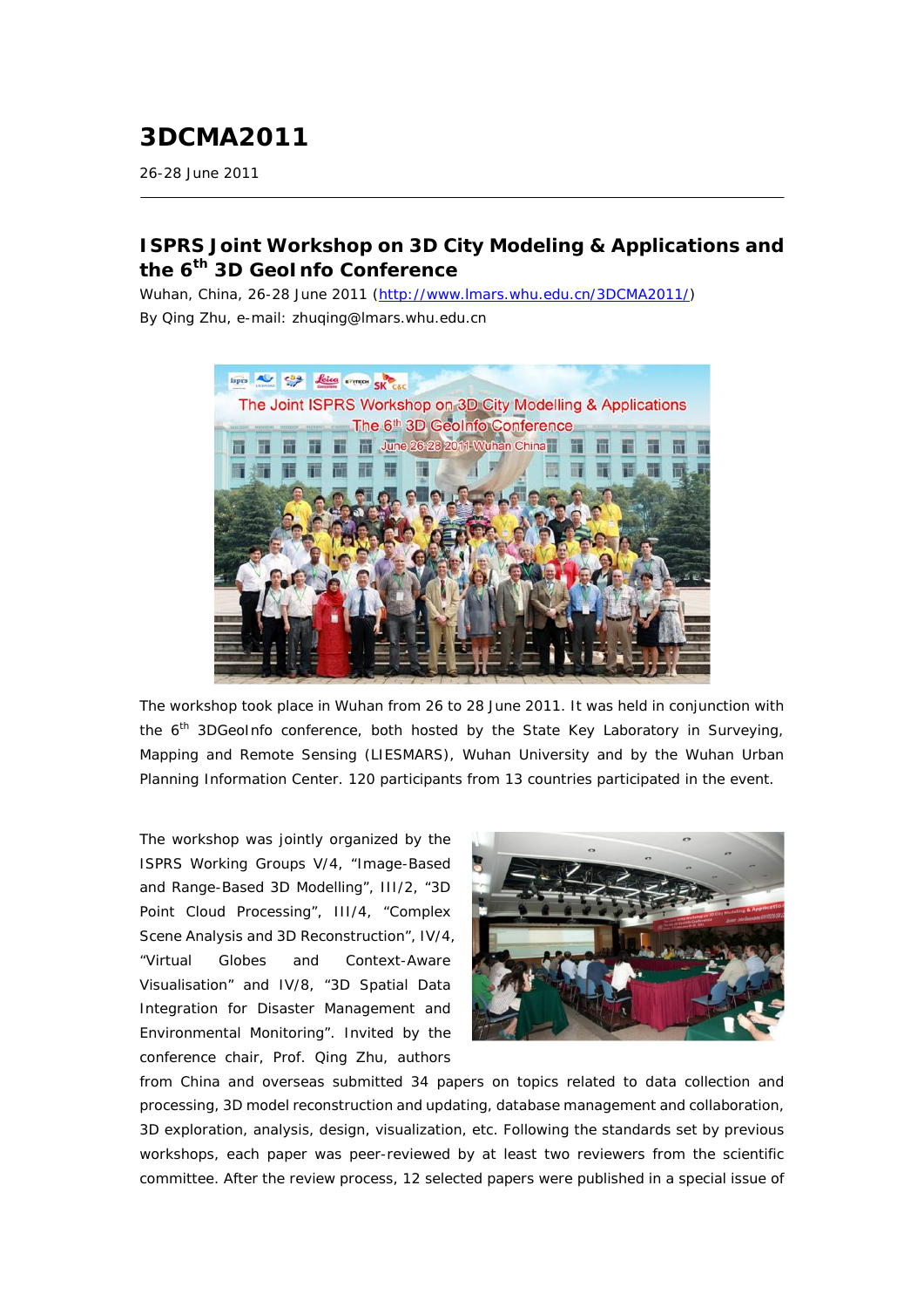# 3DCMA2011

26-28 June 2011

---

## ISPRS Joint Workshop on 3D City Modeling & Applications and the 6th 3D GeoInfo Conference

Wuhan, China, 26-28 June 2011 (http://www.lmars.whu.edu.cn/3DCMA2011/)
By Qing Zhu, e-mail: zhuqing@lmars.whu.edu.cn

The workshop took place in Wuhan from 26 to 28 June 2011. It was held in conjunction with the 6th 3DGeoInfo conference, both hosted by the State Key Laboratory in Surveying, Mapping and Remote Sensing (LIESMARS), Wuhan University and by the Wuhan Urban Planning Information Center. 120 participants from 13 countries participated in the event.

The workshop was jointly organized by the ISPRS Working Groups V/4, "Image-Based and Range-Based 3D Modelling", III/2, "3D Point Cloud Processing", III/4, "Complex Scene Analysis and 3D Reconstruction", IV/4, "Virtual Globes and Context-Aware Visualisation" and IV/8, "3D Spatial Data Integration for Disaster Management and Environmental Monitoring". Invited by the conference chair, Prof. Qing Zhu, authors from China and overseas submitted 34 papers on topics related to data collection and processing, 3D model reconstruction and updating, database management and collaboration, 3D exploration, analysis, design, visualization, etc. Following the standards set by previous workshops, each paper was peer-reviewed by at least two reviewers from the scientific committee. After the review process, 12 selected papers were published in a special issue of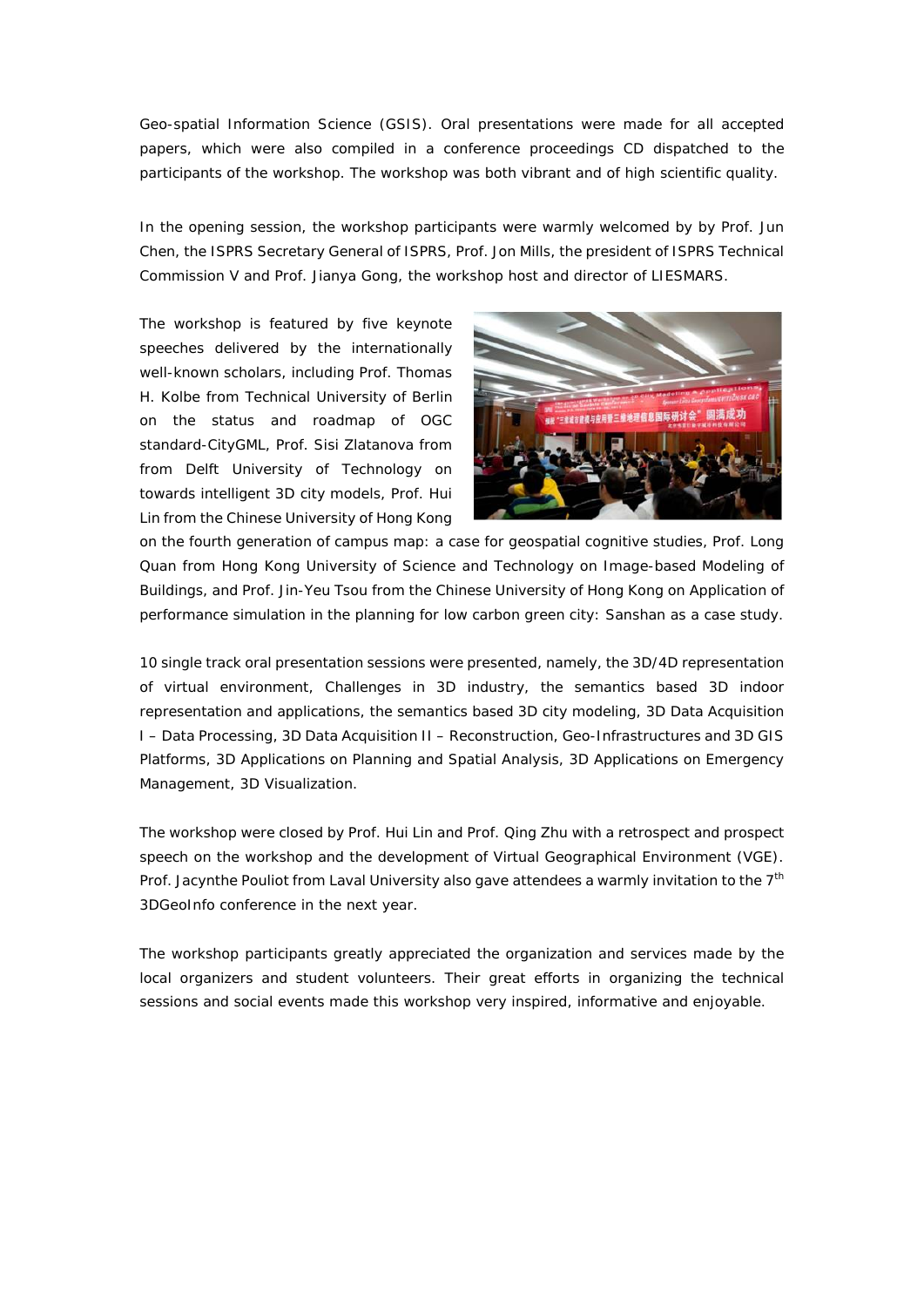Geo-spatial Information Science (GSIS). Oral presentations were made for all accepted papers, which were also compiled in a conference proceedings CD dispatched to the participants of the workshop. The workshop was both vibrant and of high scientific quality.

In the opening session, the workshop participants were warmly welcomed by by Prof. Jun Chen, the ISPRS Secretary General of ISPRS, Prof. Jon Mills, the president of ISPRS Technical Commission V and Prof. Jianya Gong, the workshop host and director of LIESMARS.

The workshop is featured by five keynote speeches delivered by the internationally well-known scholars, including Prof. Thomas H. Kolbe from Technical University of Berlin on the status and roadmap of OGC standard-CityGML, Prof. Sisi Zlatanova from from Delft University of Technology on towards intelligent 3D city models, Prof. Hui Lin from the Chinese University of Hong Kong on the fourth generation of campus map: a case for geospatial cognitive studies, Prof. Long Quan from Hong Kong University of Science and Technology on Image-based Modeling of Buildings, and Prof. Jin-Yeu Tsou from the Chinese University of Hong Kong on Application of performance simulation in the planning for low carbon green city: Sanshan as a case study.

10 single track oral presentation sessions were presented, namely, the 3D/4D representation of virtual environment, Challenges in 3D industry, the semantics based 3D indoor representation and applications, the semantics based 3D city modeling, 3D Data Acquisition I – Data Processing, 3D Data Acquisition II – Reconstruction, Geo-Infrastructures and 3D GIS Platforms, 3D Applications on Planning and Spatial Analysis, 3D Applications on Emergency Management, 3D Visualization.

The workshop were closed by Prof. Hui Lin and Prof. Qing Zhu with a retrospect and prospect speech on the workshop and the development of Virtual Geographical Environment (VGE). Prof. Jacynthe Pouliot from Laval University also gave attendees a warmly invitation to the 7th 3DGeoInfo conference in the next year.

The workshop participants greatly appreciated the organization and services made by the local organizers and student volunteers. Their great efforts in organizing the technical sessions and social events made this workshop very inspired, informative and enjoyable.